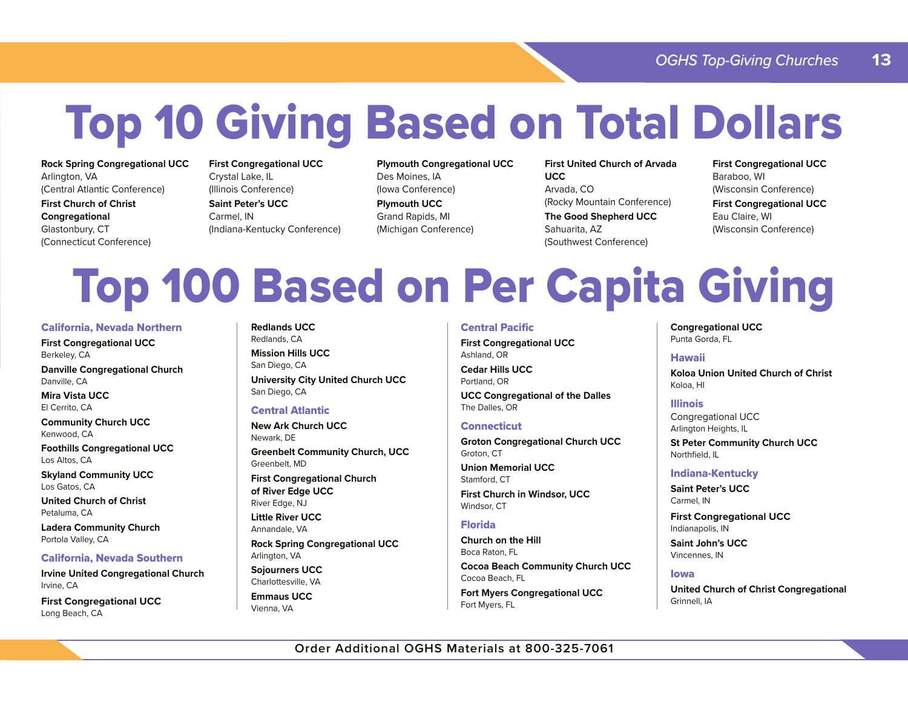# Top 10 Giving Based on Total Dollars

**Rock Spring Congregational UCC**
Arlington, VA
(Central Atlantic Conference)

**First Church of Christ Congregational**
Glastonbury, CT
(Connecticut Conference)

**First Congregational UCC**
Crystal Lake, IL
(Illinois Conference)

**Saint Peter's UCC**
Carmel, IN
(Indiana-Kentucky Conference)

**Plymouth Congregational UCC**
Des Moines, IA
(Iowa Conference)

**Plymouth UCC**
Grand Rapids, MI
(Michigan Conference)

**First United Church of Arvada UCC**
Arvada, CO
(Rocky Mountain Conference)

**The Good Shepherd UCC**
Sahuarita, AZ
(Southwest Conference)

**First Congregational UCC**
Baraboo, WI
(Wisconsin Conference)

**First Congregational UCC**
Eau Claire, WI
(Wisconsin Conference)

# Top 100 Based on Per Capita Giving

### California, Nevada Northern

**First Congregational UCC**
Berkeley, CA

**Danville Congregational Church**
Danville, CA

**Mira Vista UCC**
El Cerrito, CA

**Community Church UCC**
Kenwood, CA

**Foothills Congregational UCC**
Los Altos, CA

**Skyland Community UCC**
Los Gatos, CA

**United Church of Christ**
Petaluma, CA

**Ladera Community Church**
Portola Valley, CA

### California, Nevada Southern

**Irvine United Congregational Church**
Irvine, CA

**First Congregational UCC**
Long Beach, CA

**Redlands UCC**
Redlands, CA

**Mission Hills UCC**
San Diego, CA

**University City United Church UCC**
San Diego, CA

### Central Atlantic

**New Ark Church UCC**
Newark, DE

**Greenbelt Community Church, UCC**
Greenbelt, MD

**First Congregational Church of River Edge UCC**
River Edge, NJ

**Little River UCC**
Annandale, VA

**Rock Spring Congregational UCC**
Arlington, VA

**Sojourners UCC**
Charlottesville, VA

**Emmaus UCC**
Vienna, VA

### Central Pacific

**First Congregational UCC**
Ashland, OR

**Cedar Hills UCC**
Portland, OR

**UCC Congregational of the Dalles**
The Dalles, OR

### Connecticut

**Groton Congregational Church UCC**
Groton, CT

**Union Memorial UCC**
Stamford, CT

**First Church in Windsor, UCC**
Windsor, CT

### Florida

**Church on the Hill**
Boca Raton, FL

**Cocoa Beach Community Church UCC**
Cocoa Beach, FL

**Fort Myers Congregational UCC**
Fort Myers, FL

**Congregational UCC**
Punta Gorda, FL

### Hawaii

**Koloa Union United Church of Christ**
Koloa, HI

### Illinois

Congregational UCC
Arlington Heights, IL

**St Peter Community Church UCC**
Northfield, IL

### Indiana-Kentucky

**Saint Peter's UCC**
Carmel, IN

**First Congregational UCC**
Indianapolis, IN

**Saint John's UCC**
Vincennes, IN

### Iowa

**United Church of Christ Congregational**
Grinnell, IA

Order Additional OGHS Materials at 800-325-7061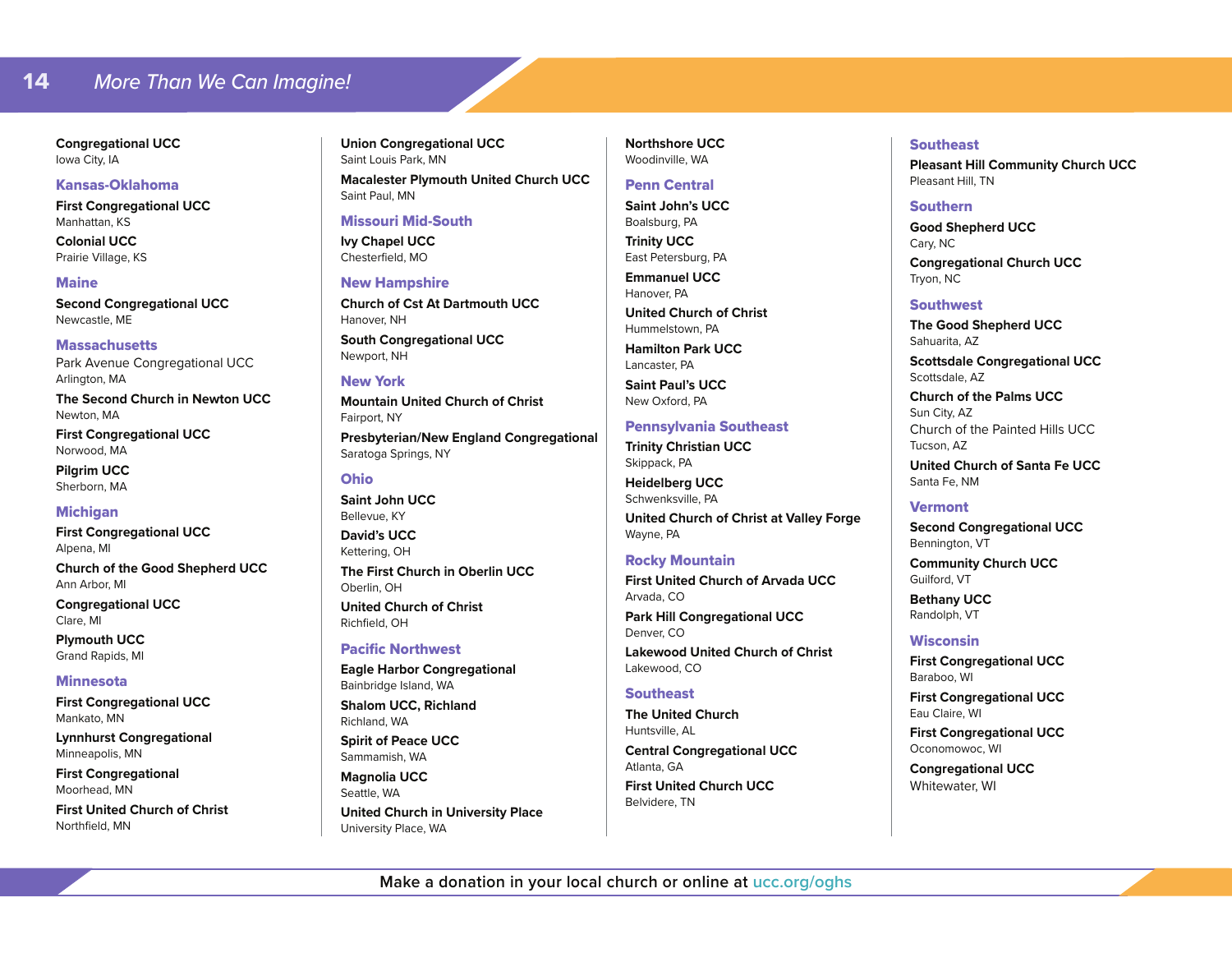**Congregational UCC**
Iowa City, IA

## Kansas-Oklahoma

**First Congregational UCC**
Manhattan, KS

**Colonial UCC**
Prairie Village, KS

## Maine

**Second Congregational UCC**
Newcastle, ME

## Massachusetts

Park Avenue Congregational UCC
Arlington, MA

**The Second Church in Newton UCC**
Newton, MA

**First Congregational UCC**
Norwood, MA

**Pilgrim UCC**
Sherborn, MA

## Michigan

**First Congregational UCC**
Alpena, MI

**Church of the Good Shepherd UCC**
Ann Arbor, MI

**Congregational UCC**
Clare, MI

**Plymouth UCC**
Grand Rapids, MI

## Minnesota

**First Congregational UCC**
Mankato, MN

**Lynnhurst Congregational**
Minneapolis, MN

**First Congregational**
Moorhead, MN

**First United Church of Christ**
Northfield, MN

**Union Congregational UCC**
Saint Louis Park, MN

**Macalester Plymouth United Church UCC**
Saint Paul, MN

## Missouri Mid-South

**Ivy Chapel UCC**
Chesterfield, MO

## New Hampshire

**Church of Cst At Dartmouth UCC**
Hanover, NH

**South Congregational UCC**
Newport, NH

## New York

**Mountain United Church of Christ**
Fairport, NY

**Presbyterian/New England Congregational**
Saratoga Springs, NY

## Ohio

**Saint John UCC**
Bellevue, KY

**David's UCC**
Kettering, OH

**The First Church in Oberlin UCC**
Oberlin, OH

**United Church of Christ**
Richfield, OH

## Pacific Northwest

**Eagle Harbor Congregational**
Bainbridge Island, WA

**Shalom UCC, Richland**
Richland, WA

**Spirit of Peace UCC**
Sammamish, WA

**Magnolia UCC**
Seattle, WA

**United Church in University Place**
University Place, WA

**Northshore UCC**
Woodinville, WA

## Penn Central

**Saint John's UCC**
Boalsburg, PA

**Trinity UCC**
East Petersburg, PA

**Emmanuel UCC**
Hanover, PA

**United Church of Christ**
Hummelstown, PA

**Hamilton Park UCC**
Lancaster, PA

**Saint Paul's UCC**
New Oxford, PA

## Pennsylvania Southeast

**Trinity Christian UCC**
Skippack, PA

**Heidelberg UCC**
Schwenksville, PA

**United Church of Christ at Valley Forge**
Wayne, PA

## Rocky Mountain

**First United Church of Arvada UCC**
Arvada, CO

**Park Hill Congregational UCC**
Denver, CO

**Lakewood United Church of Christ**
Lakewood, CO

## Southeast

**The United Church**
Huntsville, AL

**Central Congregational UCC**
Atlanta, GA

**First United Church UCC**
Belvidere, TN

## Southeast

**Pleasant Hill Community Church UCC**
Pleasant Hill, TN

## Southern

**Good Shepherd UCC**
Cary, NC

**Congregational Church UCC**
Tryon, NC

## Southwest

**The Good Shepherd UCC**
Sahuarita, AZ

**Scottsdale Congregational UCC**
Scottsdale, AZ

**Church of the Palms UCC**
Sun City, AZ

Church of the Painted Hills UCC
Tucson, AZ

**United Church of Santa Fe UCC**
Santa Fe, NM

## Vermont

**Second Congregational UCC**
Bennington, VT

**Community Church UCC**
Guilford, VT

**Bethany UCC**
Randolph, VT

## Wisconsin

**First Congregational UCC**
Baraboo, WI

**First Congregational UCC**
Eau Claire, WI

**First Congregational UCC**
Oconomowoc, WI

**Congregational UCC**
Whitewater, WI

Make a donation in your local church or online at ucc.org/oghs